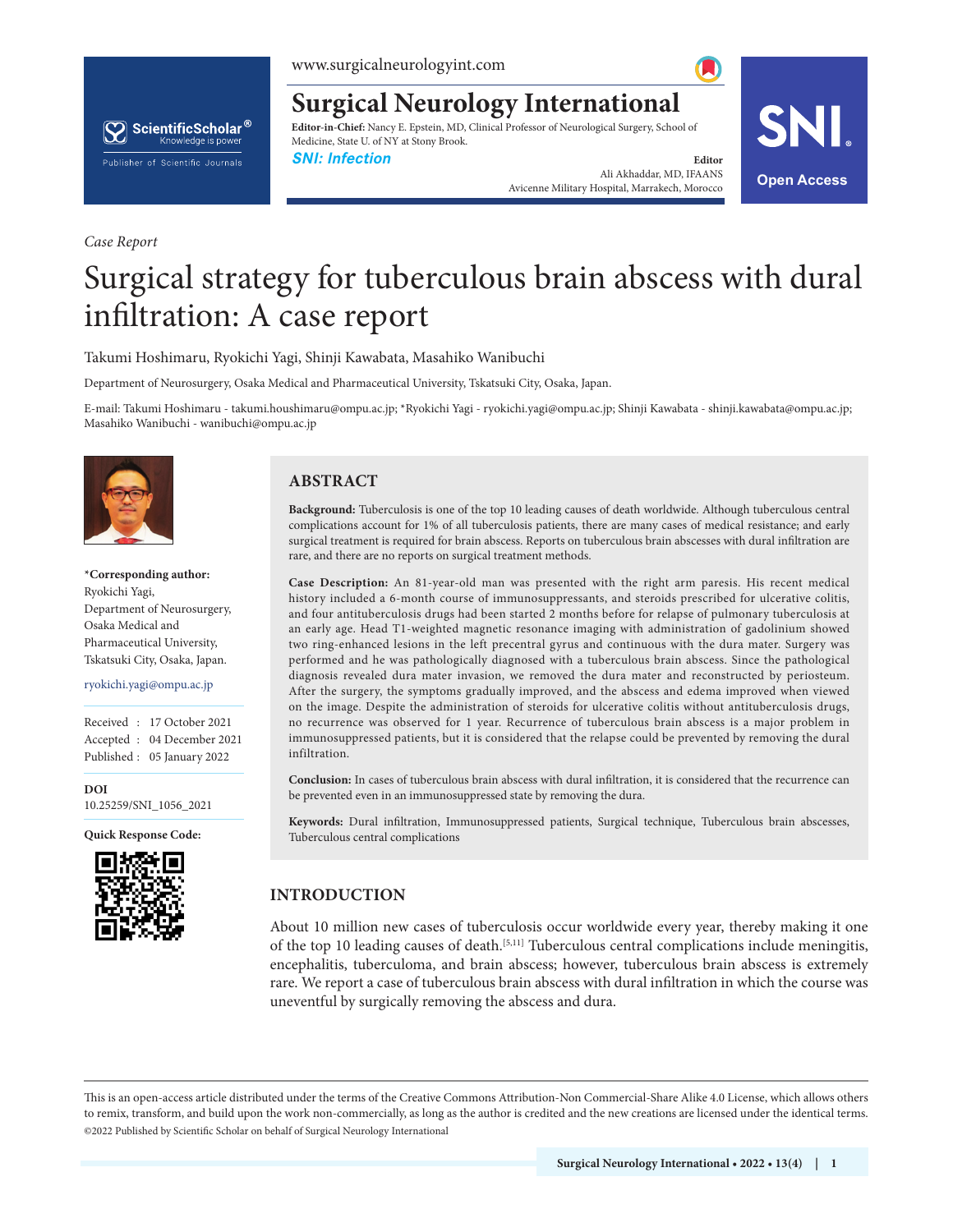www.surgicalneurologyint.com

# Surgical Neurology International

**Editor-in-Chief:** Nancy E. Epstein, MD, Clinical Professor of Neurological Surgery, School of Medicine, State U. of NY at Stony Brook.

**SNI: Infection**

**Editor**
Ali Akhaddar, MD, IFAANS
Avicenne Military Hospital, Marrakech, Morocco

Open Access

*Case Report*

# Surgical strategy for tuberculous brain abscess with dural infiltration: A case report

Takumi Hoshimaru, Ryokichi Yagi, Shinji Kawabata, Masahiko Wanibuchi

Department of Neurosurgery, Osaka Medical and Pharmaceutical University, Tskatsuki City, Osaka, Japan.

E-mail: Takumi Hoshimaru - takumi.houshimaru@ompu.ac.jp; *Ryokichi Yagi - ryokichi.yagi@ompu.ac.jp; Shinji Kawabata - shinji.kawabata@ompu.ac.jp; Masahiko Wanibuchi - wanibuchi@ompu.ac.jp

**\*Corresponding author:**
Ryokichi Yagi,
Department of Neurosurgery, Osaka Medical and Pharmaceutical University, Tskatsuki City, Osaka, Japan.

ryokichi.yagi@ompu.ac.jp

Received : 17 October 2021
Accepted : 04 December 2021
Published : 05 January 2022

**DOI**
10.25259/SNI_1056_2021

**Quick Response Code:**

## ABSTRACT

**Background:** Tuberculosis is one of the top 10 leading causes of death worldwide. Although tuberculous central complications account for 1% of all tuberculosis patients, there are many cases of medical resistance; and early surgical treatment is required for brain abscess. Reports on tuberculous brain abscesses with dural infiltration are rare, and there are no reports on surgical treatment methods.

**Case Description:** An 81-year-old man was presented with the right arm paresis. His recent medical history included a 6-month course of immunosuppressants, and steroids prescribed for ulcerative colitis, and four antituberculosis drugs had been started 2 months before for relapse of pulmonary tuberculosis at an early age. Head T1-weighted magnetic resonance imaging with administration of gadolinium showed two ring-enhanced lesions in the left precentral gyrus and continuous with the dura mater. Surgery was performed and he was pathologically diagnosed with a tuberculous brain abscess. Since the pathological diagnosis revealed dura mater invasion, we removed the dura mater and reconstructed by periosteum. After the surgery, the symptoms gradually improved, and the abscess and edema improved when viewed on the image. Despite the administration of steroids for ulcerative colitis without antituberculosis drugs, no recurrence was observed for 1 year. Recurrence of tuberculous brain abscess is a major problem in immunosuppressed patients, but it is considered that the relapse could be prevented by removing the dural infiltration.

**Conclusion:** In cases of tuberculous brain abscess with dural infiltration, it is considered that the recurrence can be prevented even in an immunosuppressed state by removing the dura.

**Keywords:** Dural infiltration, Immunosuppressed patients, Surgical technique, Tuberculous brain abscesses, Tuberculous central complications

## INTRODUCTION

About 10 million new cases of tuberculosis occur worldwide every year, thereby making it one of the top 10 leading causes of death.[5,11] Tuberculous central complications include meningitis, encephalitis, tuberculoma, and brain abscess; however, tuberculous brain abscess is extremely rare. We report a case of tuberculous brain abscess with dural infiltration in which the course was uneventful by surgically removing the abscess and dura.

This is an open-access article distributed under the terms of the Creative Commons Attribution-Non Commercial-Share Alike 4.0 License, which allows others to remix, transform, and build upon the work non-commercially, as long as the author is credited and the new creations are licensed under the identical terms.
©2022 Published by Scientific Scholar on behalf of Surgical Neurology International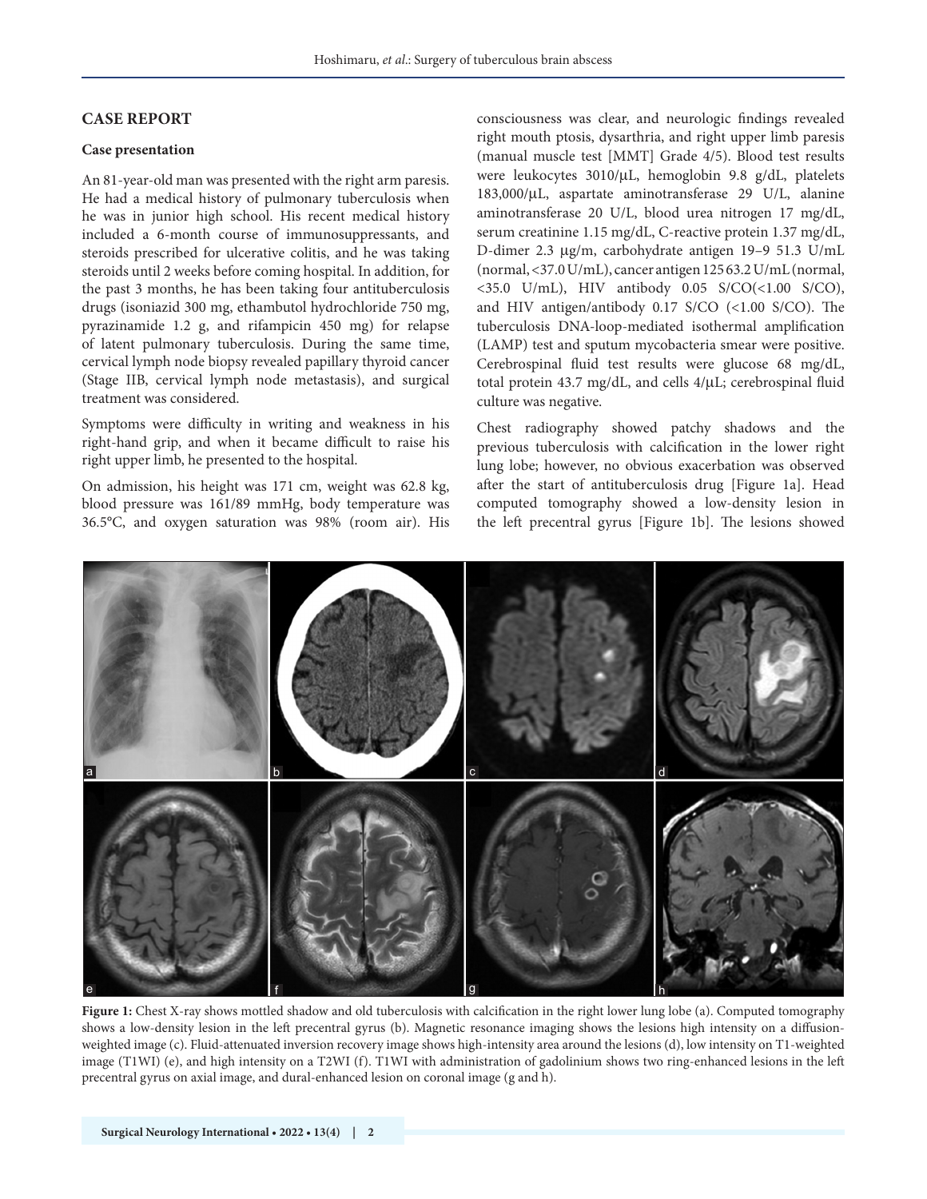## CASE REPORT

### Case presentation

An 81-year-old man was presented with the right arm paresis. He had a medical history of pulmonary tuberculosis when he was in junior high school. His recent medical history included a 6-month course of immunosuppressants, and steroids prescribed for ulcerative colitis, and he was taking steroids until 2 weeks before coming hospital. In addition, for the past 3 months, he has been taking four antituberculosis drugs (isoniazid 300 mg, ethambutol hydrochloride 750 mg, pyrazinamide 1.2 g, and rifampicin 450 mg) for relapse of latent pulmonary tuberculosis. During the same time, cervical lymph node biopsy revealed papillary thyroid cancer (Stage IIB, cervical lymph node metastasis), and surgical treatment was considered.

Symptoms were difficulty in writing and weakness in his right-hand grip, and when it became difficult to raise his right upper limb, he presented to the hospital.

On admission, his height was 171 cm, weight was 62.8 kg, blood pressure was 161/89 mmHg, body temperature was 36.5°C, and oxygen saturation was 98% (room air). His consciousness was clear, and neurologic findings revealed right mouth ptosis, dysarthria, and right upper limb paresis (manual muscle test [MMT] Grade 4/5). Blood test results were leukocytes 3010/μL, hemoglobin 9.8 g/dL, platelets 183,000/μL, aspartate aminotransferase 29 U/L, alanine aminotransferase 20 U/L, blood urea nitrogen 17 mg/dL, serum creatinine 1.15 mg/dL, C-reactive protein 1.37 mg/dL, D-dimer 2.3 μg/m, carbohydrate antigen 19–9 51.3 U/mL (normal, <37.0 U/mL), cancer antigen 125 63.2 U/mL (normal, <35.0 U/mL), HIV antibody 0.05 S/CO(<1.00 S/CO), and HIV antigen/antibody 0.17 S/CO (<1.00 S/CO). The tuberculosis DNA-loop-mediated isothermal amplification (LAMP) test and sputum mycobacteria smear were positive. Cerebrospinal fluid test results were glucose 68 mg/dL, total protein 43.7 mg/dL, and cells 4/μL; cerebrospinal fluid culture was negative.

Chest radiography showed patchy shadows and the previous tuberculosis with calcification in the lower right lung lobe; however, no obvious exacerbation was observed after the start of antituberculosis drug [Figure 1a]. Head computed tomography showed a low-density lesion in the left precentral gyrus [Figure 1b]. The lesions showed

**Figure 1:** Chest X-ray shows mottled shadow and old tuberculosis with calcification in the right lower lung lobe (a). Computed tomography shows a low-density lesion in the left precentral gyrus (b). Magnetic resonance imaging shows the lesions high intensity on a diffusion-weighted image (c). Fluid-attenuated inversion recovery image shows high-intensity area around the lesions (d), low intensity on T1-weighted image (T1WI) (e), and high intensity on a T2WI (f). T1WI with administration of gadolinium shows two ring-enhanced lesions in the left precentral gyrus on axial image, and dural-enhanced lesion on coronal image (g and h).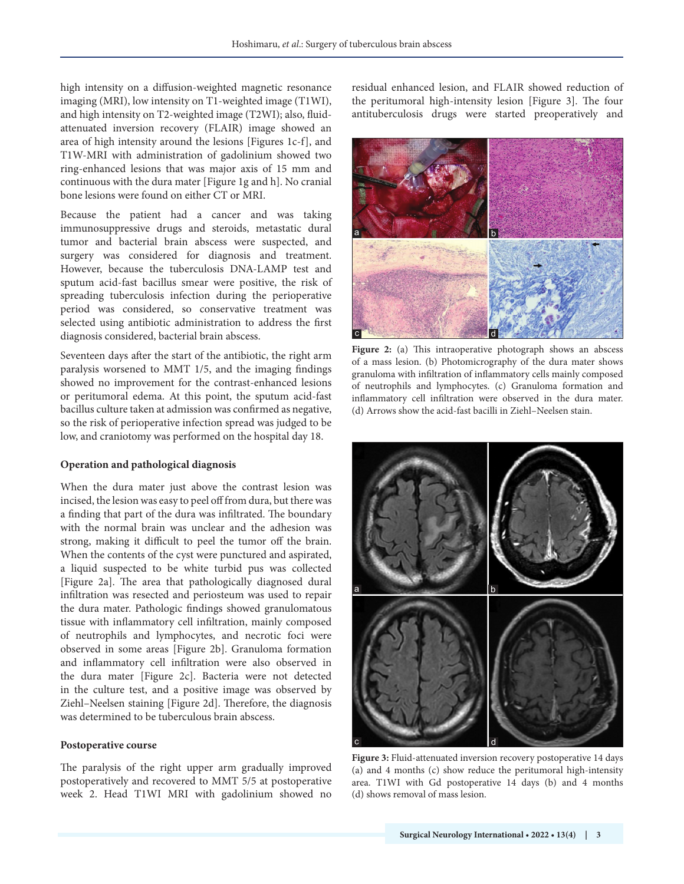high intensity on a diffusion-weighted magnetic resonance imaging (MRI), low intensity on T1-weighted image (T1WI), and high intensity on T2-weighted image (T2WI); also, fluid-attenuated inversion recovery (FLAIR) image showed an area of high intensity around the lesions [Figures 1c-f], and T1W-MRI with administration of gadolinium showed two ring-enhanced lesions that was major axis of 15 mm and continuous with the dura mater [Figure 1g and h]. No cranial bone lesions were found on either CT or MRI.

Because the patient had a cancer and was taking immunosuppressive drugs and steroids, metastatic dural tumor and bacterial brain abscess were suspected, and surgery was considered for diagnosis and treatment. However, because the tuberculosis DNA-LAMP test and sputum acid-fast bacillus smear were positive, the risk of spreading tuberculosis infection during the perioperative period was considered, so conservative treatment was selected using antibiotic administration to address the first diagnosis considered, bacterial brain abscess.

Seventeen days after the start of the antibiotic, the right arm paralysis worsened to MMT 1/5, and the imaging findings showed no improvement for the contrast-enhanced lesions or peritumoral edema. At this point, the sputum acid-fast bacillus culture taken at admission was confirmed as negative, so the risk of perioperative infection spread was judged to be low, and craniotomy was performed on the hospital day 18.

### Operation and pathological diagnosis

When the dura mater just above the contrast lesion was incised, the lesion was easy to peel off from dura, but there was a finding that part of the dura was infiltrated. The boundary with the normal brain was unclear and the adhesion was strong, making it difficult to peel the tumor off the brain. When the contents of the cyst were punctured and aspirated, a liquid suspected to be white turbid pus was collected [Figure 2a]. The area that pathologically diagnosed dural infiltration was resected and periosteum was used to repair the dura mater. Pathologic findings showed granulomatous tissue with inflammatory cell infiltration, mainly composed of neutrophils and lymphocytes, and necrotic foci were observed in some areas [Figure 2b]. Granuloma formation and inflammatory cell infiltration were also observed in the dura mater [Figure 2c]. Bacteria were not detected in the culture test, and a positive image was observed by Ziehl–Neelsen staining [Figure 2d]. Therefore, the diagnosis was determined to be tuberculous brain abscess.

### Postoperative course

The paralysis of the right upper arm gradually improved postoperatively and recovered to MMT 5/5 at postoperative week 2. Head T1WI MRI with gadolinium showed no residual enhanced lesion, and FLAIR showed reduction of the peritumoral high-intensity lesion [Figure 3]. The four antituberculosis drugs were started preoperatively and

**Figure 2:** (a) This intraoperative photograph shows an abscess of a mass lesion. (b) Photomicrography of the dura mater shows granuloma with infiltration of inflammatory cells mainly composed of neutrophils and lymphocytes. (c) Granuloma formation and inflammatory cell infiltration were observed in the dura mater. (d) Arrows show the acid-fast bacilli in Ziehl–Neelsen stain.

**Figure 3:** Fluid-attenuated inversion recovery postoperative 14 days (a) and 4 months (c) show reduce the peritumoral high-intensity area. T1WI with Gd postoperative 14 days (b) and 4 months (d) shows removal of mass lesion.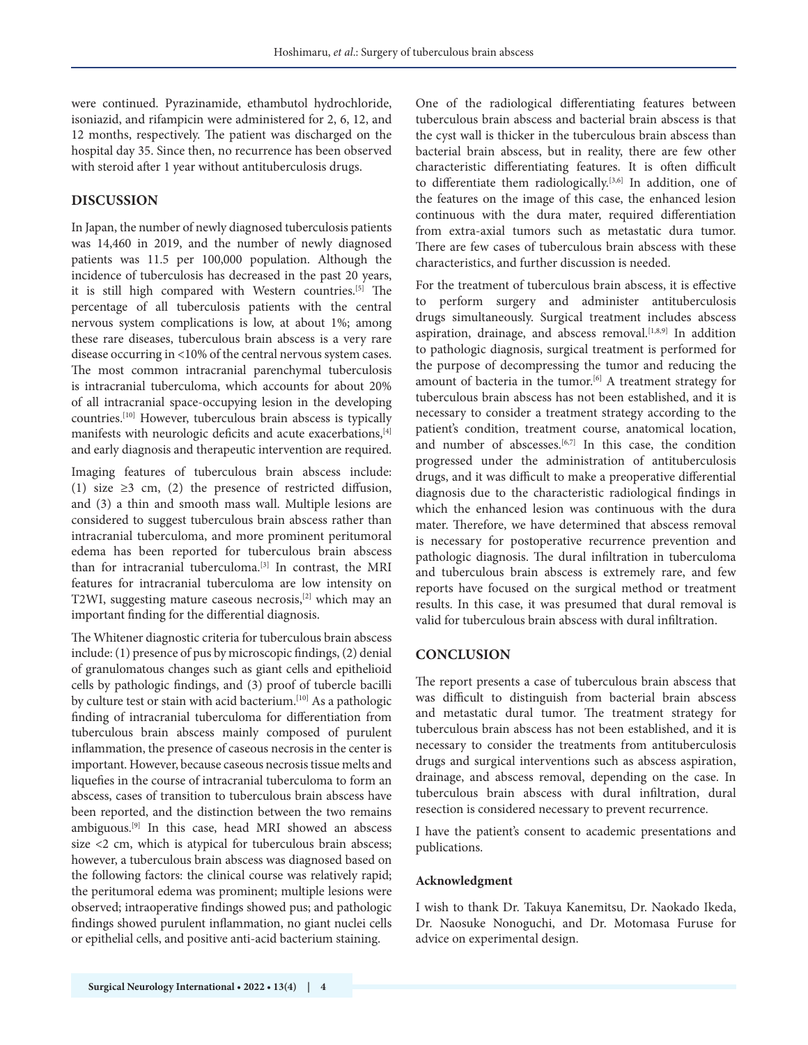were continued. Pyrazinamide, ethambutol hydrochloride, isoniazid, and rifampicin were administered for 2, 6, 12, and 12 months, respectively. The patient was discharged on the hospital day 35. Since then, no recurrence has been observed with steroid after 1 year without antituberculosis drugs.

## DISCUSSION

In Japan, the number of newly diagnosed tuberculosis patients was 14,460 in 2019, and the number of newly diagnosed patients was 11.5 per 100,000 population. Although the incidence of tuberculosis has decreased in the past 20 years, it is still high compared with Western countries.[5] The percentage of all tuberculosis patients with the central nervous system complications is low, at about 1%; among these rare diseases, tuberculous brain abscess is a very rare disease occurring in <10% of the central nervous system cases. The most common intracranial parenchymal tuberculosis is intracranial tuberculoma, which accounts for about 20% of all intracranial space-occupying lesion in the developing countries.[10] However, tuberculous brain abscess is typically manifests with neurologic deficits and acute exacerbations,[4] and early diagnosis and therapeutic intervention are required.

Imaging features of tuberculous brain abscess include: (1) size ≥3 cm, (2) the presence of restricted diffusion, and (3) a thin and smooth mass wall. Multiple lesions are considered to suggest tuberculous brain abscess rather than intracranial tuberculoma, and more prominent peritumoral edema has been reported for tuberculous brain abscess than for intracranial tuberculoma.[3] In contrast, the MRI features for intracranial tuberculoma are low intensity on T2WI, suggesting mature caseous necrosis,[2] which may an important finding for the differential diagnosis.

The Whitener diagnostic criteria for tuberculous brain abscess include: (1) presence of pus by microscopic findings, (2) denial of granulomatous changes such as giant cells and epithelioid cells by pathologic findings, and (3) proof of tubercle bacilli by culture test or stain with acid bacterium.[10] As a pathologic finding of intracranial tuberculoma for differentiation from tuberculous brain abscess mainly composed of purulent inflammation, the presence of caseous necrosis in the center is important. However, because caseous necrosis tissue melts and liquefies in the course of intracranial tuberculoma to form an abscess, cases of transition to tuberculous brain abscess have been reported, and the distinction between the two remains ambiguous.[9] In this case, head MRI showed an abscess size <2 cm, which is atypical for tuberculous brain abscess; however, a tuberculous brain abscess was diagnosed based on the following factors: the clinical course was relatively rapid; the peritumoral edema was prominent; multiple lesions were observed; intraoperative findings showed pus; and pathologic findings showed purulent inflammation, no giant nuclei cells or epithelial cells, and positive anti-acid bacterium staining.

One of the radiological differentiating features between tuberculous brain abscess and bacterial brain abscess is that the cyst wall is thicker in the tuberculous brain abscess than bacterial brain abscess, but in reality, there are few other characteristic differentiating features. It is often difficult to differentiate them radiologically.[3,6] In addition, one of the features on the image of this case, the enhanced lesion continuous with the dura mater, required differentiation from extra-axial tumors such as metastatic dura tumor. There are few cases of tuberculous brain abscess with these characteristics, and further discussion is needed.

For the treatment of tuberculous brain abscess, it is effective to perform surgery and administer antituberculosis drugs simultaneously. Surgical treatment includes abscess aspiration, drainage, and abscess removal.[1,8,9] In addition to pathologic diagnosis, surgical treatment is performed for the purpose of decompressing the tumor and reducing the amount of bacteria in the tumor.[6] A treatment strategy for tuberculous brain abscess has not been established, and it is necessary to consider a treatment strategy according to the patient's condition, treatment course, anatomical location, and number of abscesses.[6,7] In this case, the condition progressed under the administration of antituberculosis drugs, and it was difficult to make a preoperative differential diagnosis due to the characteristic radiological findings in which the enhanced lesion was continuous with the dura mater. Therefore, we have determined that abscess removal is necessary for postoperative recurrence prevention and pathologic diagnosis. The dural infiltration in tuberculoma and tuberculous brain abscess is extremely rare, and few reports have focused on the surgical method or treatment results. In this case, it was presumed that dural removal is valid for tuberculous brain abscess with dural infiltration.

## CONCLUSION

The report presents a case of tuberculous brain abscess that was difficult to distinguish from bacterial brain abscess and metastatic dural tumor. The treatment strategy for tuberculous brain abscess has not been established, and it is necessary to consider the treatments from antituberculosis drugs and surgical interventions such as abscess aspiration, drainage, and abscess removal, depending on the case. In tuberculous brain abscess with dural infiltration, dural resection is considered necessary to prevent recurrence.

I have the patient's consent to academic presentations and publications.

### Acknowledgment

I wish to thank Dr. Takuya Kanemitsu, Dr. Naokado Ikeda, Dr. Naosuke Nonoguchi, and Dr. Motomasa Furuse for advice on experimental design.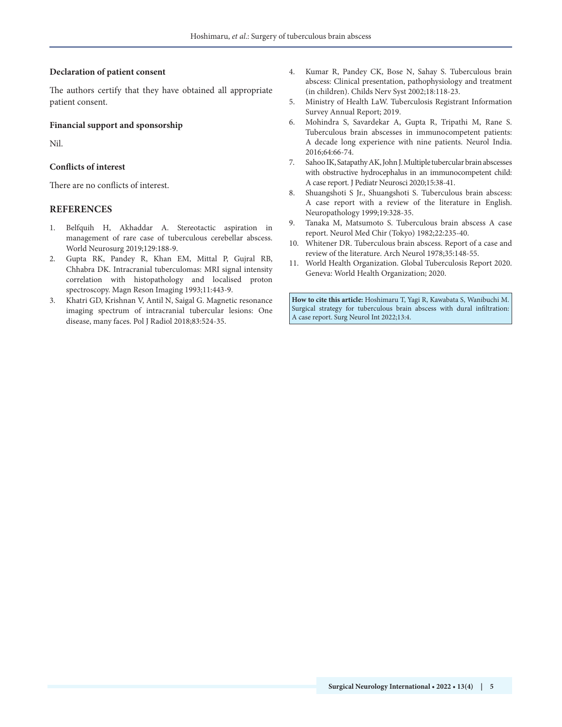### Declaration of patient consent

The authors certify that they have obtained all appropriate patient consent.

### Financial support and sponsorship

Nil.

### Conflicts of interest

There are no conflicts of interest.

## REFERENCES

1. Belfquih H, Akhaddar A. Stereotactic aspiration in management of rare case of tuberculous cerebellar abscess. World Neurosurg 2019;129:188-9.
2. Gupta RK, Pandey R, Khan EM, Mittal P, Gujral RB, Chhabra DK. Intracranial tuberculomas: MRI signal intensity correlation with histopathology and localised proton spectroscopy. Magn Reson Imaging 1993;11:443-9.
3. Khatri GD, Krishnan V, Antil N, Saigal G. Magnetic resonance imaging spectrum of intracranial tubercular lesions: One disease, many faces. Pol J Radiol 2018;83:524-35.
4. Kumar R, Pandey CK, Bose N, Sahay S. Tuberculous brain abscess: Clinical presentation, pathophysiology and treatment (in children). Childs Nerv Syst 2002;18:118-23.
5. Ministry of Health LaW. Tuberculosis Registrant Information Survey Annual Report; 2019.
6. Mohindra S, Savardekar A, Gupta R, Tripathi M, Rane S. Tuberculous brain abscesses in immunocompetent patients: A decade long experience with nine patients. Neurol India. 2016;64:66-74.
7. Sahoo IK, Satapathy AK, John J. Multiple tubercular brain abscesses with obstructive hydrocephalus in an immunocompetent child: A case report. J Pediatr Neurosci 2020;15:38-41.
8. Shuangshoti S Jr., Shuangshoti S. Tuberculous brain abscess: A case report with a review of the literature in English. Neuropathology 1999;19:328-35.
9. Tanaka M, Matsumoto S. Tuberculous brain abscess A case report. Neurol Med Chir (Tokyo) 1982;22:235-40.
10. Whitener DR. Tuberculous brain abscess. Report of a case and review of the literature. Arch Neurol 1978;35:148-55.
11. World Health Organization. Global Tuberculosis Report 2020. Geneva: World Health Organization; 2020.

**How to cite this article:** Hoshimaru T, Yagi R, Kawabata S, Wanibuchi M. Surgical strategy for tuberculous brain abscess with dural infiltration: A case report. Surg Neurol Int 2022;13:4.